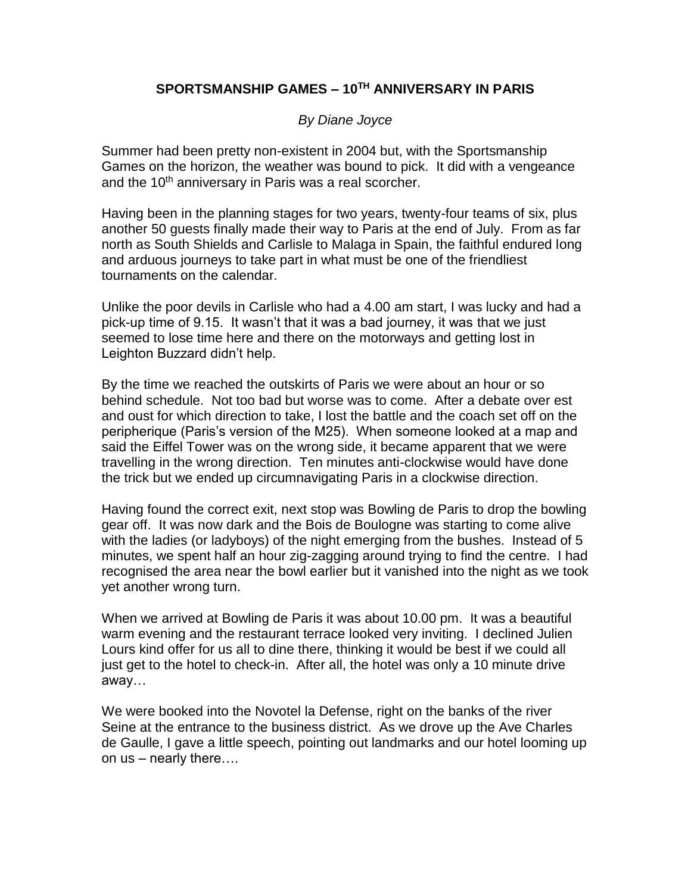# SPORTSMANSHIP GAMES – 10TH ANNIVERSARY IN PARIS

*By Diane Joyce*

Summer had been pretty non-existent in 2004 but, with the Sportsmanship Games on the horizon, the weather was bound to pick. It did with a vengeance and the 10th anniversary in Paris was a real scorcher.

Having been in the planning stages for two years, twenty-four teams of six, plus another 50 guests finally made their way to Paris at the end of July. From as far north as South Shields and Carlisle to Malaga in Spain, the faithful endured long and arduous journeys to take part in what must be one of the friendliest tournaments on the calendar.

Unlike the poor devils in Carlisle who had a 4.00 am start, I was lucky and had a pick-up time of 9.15. It wasn't that it was a bad journey, it was that we just seemed to lose time here and there on the motorways and getting lost in Leighton Buzzard didn't help.

By the time we reached the outskirts of Paris we were about an hour or so behind schedule. Not too bad but worse was to come. After a debate over est and oust for which direction to take, I lost the battle and the coach set off on the peripherique (Paris's version of the M25). When someone looked at a map and said the Eiffel Tower was on the wrong side, it became apparent that we were travelling in the wrong direction. Ten minutes anti-clockwise would have done the trick but we ended up circumnavigating Paris in a clockwise direction.

Having found the correct exit, next stop was Bowling de Paris to drop the bowling gear off. It was now dark and the Bois de Boulogne was starting to come alive with the ladies (or ladyboys) of the night emerging from the bushes. Instead of 5 minutes, we spent half an hour zig-zagging around trying to find the centre. I had recognised the area near the bowl earlier but it vanished into the night as we took yet another wrong turn.

When we arrived at Bowling de Paris it was about 10.00 pm. It was a beautiful warm evening and the restaurant terrace looked very inviting. I declined Julien Lours kind offer for us all to dine there, thinking it would be best if we could all just get to the hotel to check-in. After all, the hotel was only a 10 minute drive away…

We were booked into the Novotel la Defense, right on the banks of the river Seine at the entrance to the business district. As we drove up the Ave Charles de Gaulle, I gave a little speech, pointing out landmarks and our hotel looming up on us – nearly there….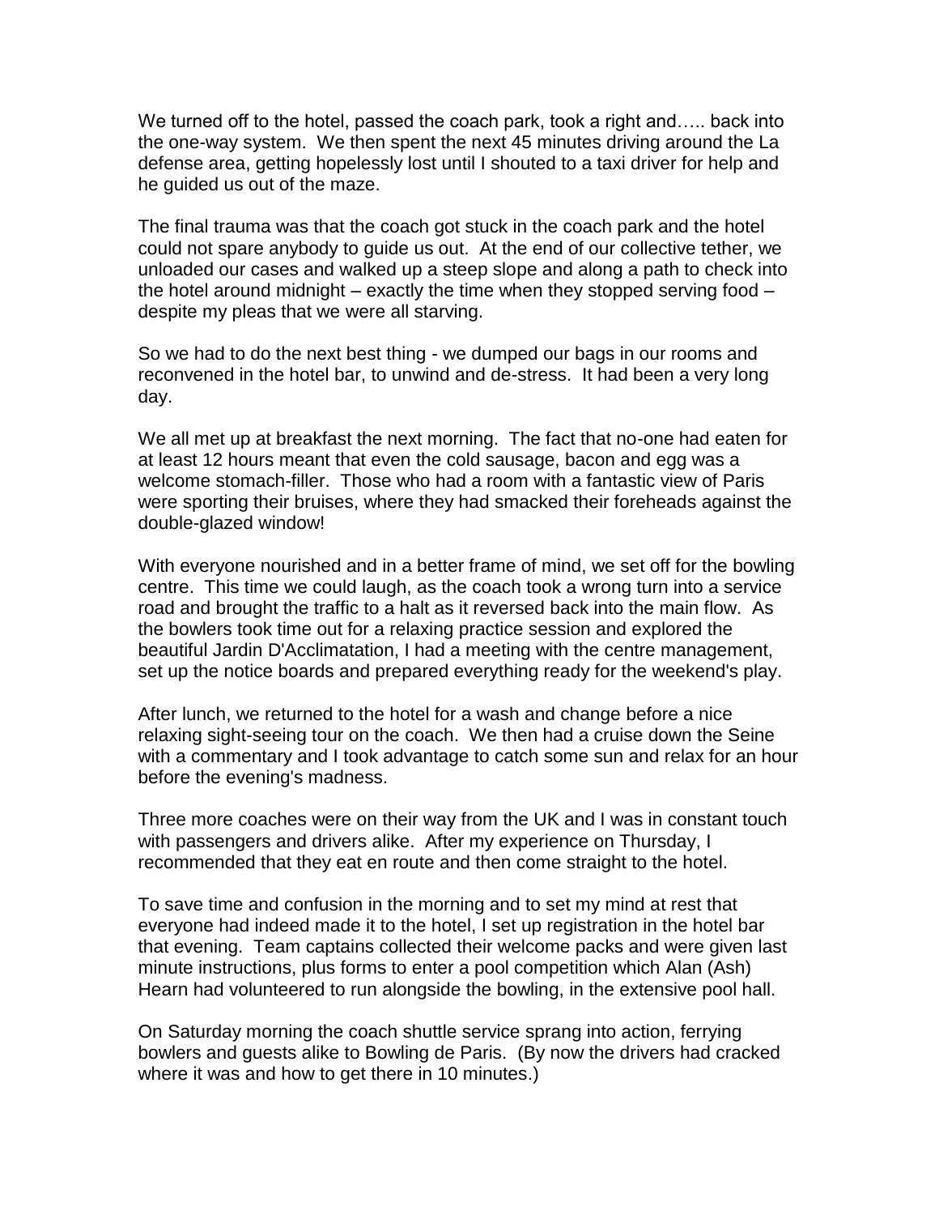We turned off to the hotel, passed the coach park, took a right and….. back into the one-way system. We then spent the next 45 minutes driving around the La defense area, getting hopelessly lost until I shouted to a taxi driver for help and he guided us out of the maze.

The final trauma was that the coach got stuck in the coach park and the hotel could not spare anybody to guide us out. At the end of our collective tether, we unloaded our cases and walked up a steep slope and along a path to check into the hotel around midnight – exactly the time when they stopped serving food – despite my pleas that we were all starving.

So we had to do the next best thing - we dumped our bags in our rooms and reconvened in the hotel bar, to unwind and de-stress. It had been a very long day.

We all met up at breakfast the next morning. The fact that no-one had eaten for at least 12 hours meant that even the cold sausage, bacon and egg was a welcome stomach-filler. Those who had a room with a fantastic view of Paris were sporting their bruises, where they had smacked their foreheads against the double-glazed window!

With everyone nourished and in a better frame of mind, we set off for the bowling centre. This time we could laugh, as the coach took a wrong turn into a service road and brought the traffic to a halt as it reversed back into the main flow. As the bowlers took time out for a relaxing practice session and explored the beautiful Jardin D'Acclimatation, I had a meeting with the centre management, set up the notice boards and prepared everything ready for the weekend's play.

After lunch, we returned to the hotel for a wash and change before a nice relaxing sight-seeing tour on the coach. We then had a cruise down the Seine with a commentary and I took advantage to catch some sun and relax for an hour before the evening's madness.

Three more coaches were on their way from the UK and I was in constant touch with passengers and drivers alike. After my experience on Thursday, I recommended that they eat en route and then come straight to the hotel.

To save time and confusion in the morning and to set my mind at rest that everyone had indeed made it to the hotel, I set up registration in the hotel bar that evening. Team captains collected their welcome packs and were given last minute instructions, plus forms to enter a pool competition which Alan (Ash) Hearn had volunteered to run alongside the bowling, in the extensive pool hall.

On Saturday morning the coach shuttle service sprang into action, ferrying bowlers and guests alike to Bowling de Paris. (By now the drivers had cracked where it was and how to get there in 10 minutes.)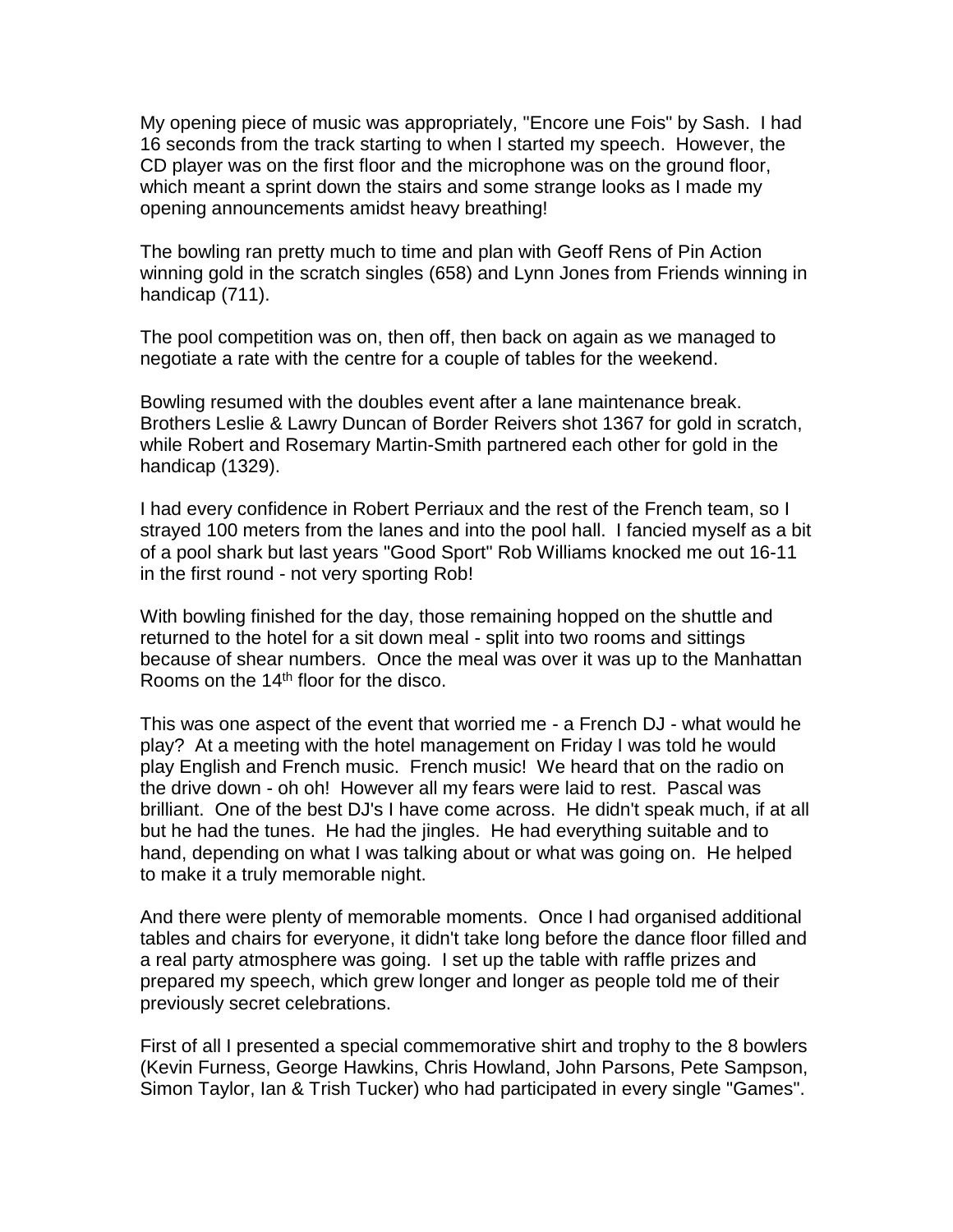My opening piece of music was appropriately, "Encore une Fois" by Sash. I had 16 seconds from the track starting to when I started my speech. However, the CD player was on the first floor and the microphone was on the ground floor, which meant a sprint down the stairs and some strange looks as I made my opening announcements amidst heavy breathing!

The bowling ran pretty much to time and plan with Geoff Rens of Pin Action winning gold in the scratch singles (658) and Lynn Jones from Friends winning in handicap (711).

The pool competition was on, then off, then back on again as we managed to negotiate a rate with the centre for a couple of tables for the weekend.

Bowling resumed with the doubles event after a lane maintenance break. Brothers Leslie & Lawry Duncan of Border Reivers shot 1367 for gold in scratch, while Robert and Rosemary Martin-Smith partnered each other for gold in the handicap (1329).

I had every confidence in Robert Perriaux and the rest of the French team, so I strayed 100 meters from the lanes and into the pool hall. I fancied myself as a bit of a pool shark but last years "Good Sport" Rob Williams knocked me out 16-11 in the first round - not very sporting Rob!

With bowling finished for the day, those remaining hopped on the shuttle and returned to the hotel for a sit down meal - split into two rooms and sittings because of shear numbers. Once the meal was over it was up to the Manhattan Rooms on the 14th floor for the disco.

This was one aspect of the event that worried me - a French DJ - what would he play? At a meeting with the hotel management on Friday I was told he would play English and French music. French music! We heard that on the radio on the drive down - oh oh! However all my fears were laid to rest. Pascal was brilliant. One of the best DJ's I have come across. He didn't speak much, if at all but he had the tunes. He had the jingles. He had everything suitable and to hand, depending on what I was talking about or what was going on. He helped to make it a truly memorable night.

And there were plenty of memorable moments. Once I had organised additional tables and chairs for everyone, it didn't take long before the dance floor filled and a real party atmosphere was going. I set up the table with raffle prizes and prepared my speech, which grew longer and longer as people told me of their previously secret celebrations.

First of all I presented a special commemorative shirt and trophy to the 8 bowlers (Kevin Furness, George Hawkins, Chris Howland, John Parsons, Pete Sampson, Simon Taylor, Ian & Trish Tucker) who had participated in every single "Games".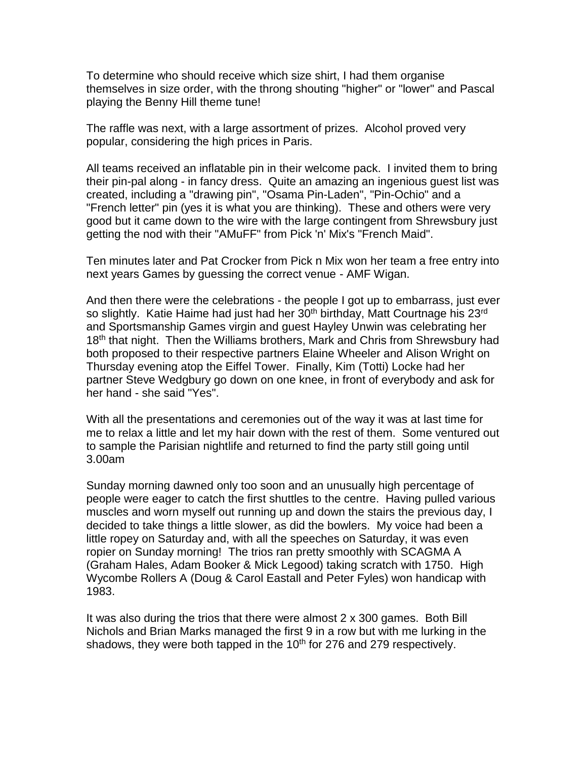To determine who should receive which size shirt, I had them organise themselves in size order, with the throng shouting "higher" or "lower" and Pascal playing the Benny Hill theme tune!

The raffle was next, with a large assortment of prizes. Alcohol proved very popular, considering the high prices in Paris.

All teams received an inflatable pin in their welcome pack. I invited them to bring their pin-pal along - in fancy dress. Quite an amazing an ingenious guest list was created, including a "drawing pin", "Osama Pin-Laden", "Pin-Ochio" and a "French letter" pin (yes it is what you are thinking). These and others were very good but it came down to the wire with the large contingent from Shrewsbury just getting the nod with their "AMuFF" from Pick 'n' Mix's "French Maid".

Ten minutes later and Pat Crocker from Pick n Mix won her team a free entry into next years Games by guessing the correct venue - AMF Wigan.

And then there were the celebrations - the people I got up to embarrass, just ever so slightly. Katie Haime had just had her 30th birthday, Matt Courtnage his 23rd and Sportsmanship Games virgin and guest Hayley Unwin was celebrating her 18th that night. Then the Williams brothers, Mark and Chris from Shrewsbury had both proposed to their respective partners Elaine Wheeler and Alison Wright on Thursday evening atop the Eiffel Tower. Finally, Kim (Totti) Locke had her partner Steve Wedgbury go down on one knee, in front of everybody and ask for her hand - she said "Yes".

With all the presentations and ceremonies out of the way it was at last time for me to relax a little and let my hair down with the rest of them. Some ventured out to sample the Parisian nightlife and returned to find the party still going until 3.00am

Sunday morning dawned only too soon and an unusually high percentage of people were eager to catch the first shuttles to the centre. Having pulled various muscles and worn myself out running up and down the stairs the previous day, I decided to take things a little slower, as did the bowlers. My voice had been a little ropey on Saturday and, with all the speeches on Saturday, it was even ropier on Sunday morning! The trios ran pretty smoothly with SCAGMA A (Graham Hales, Adam Booker & Mick Legood) taking scratch with 1750. High Wycombe Rollers A (Doug & Carol Eastall and Peter Fyles) won handicap with 1983.

It was also during the trios that there were almost 2 x 300 games. Both Bill Nichols and Brian Marks managed the first 9 in a row but with me lurking in the shadows, they were both tapped in the 10th for 276 and 279 respectively.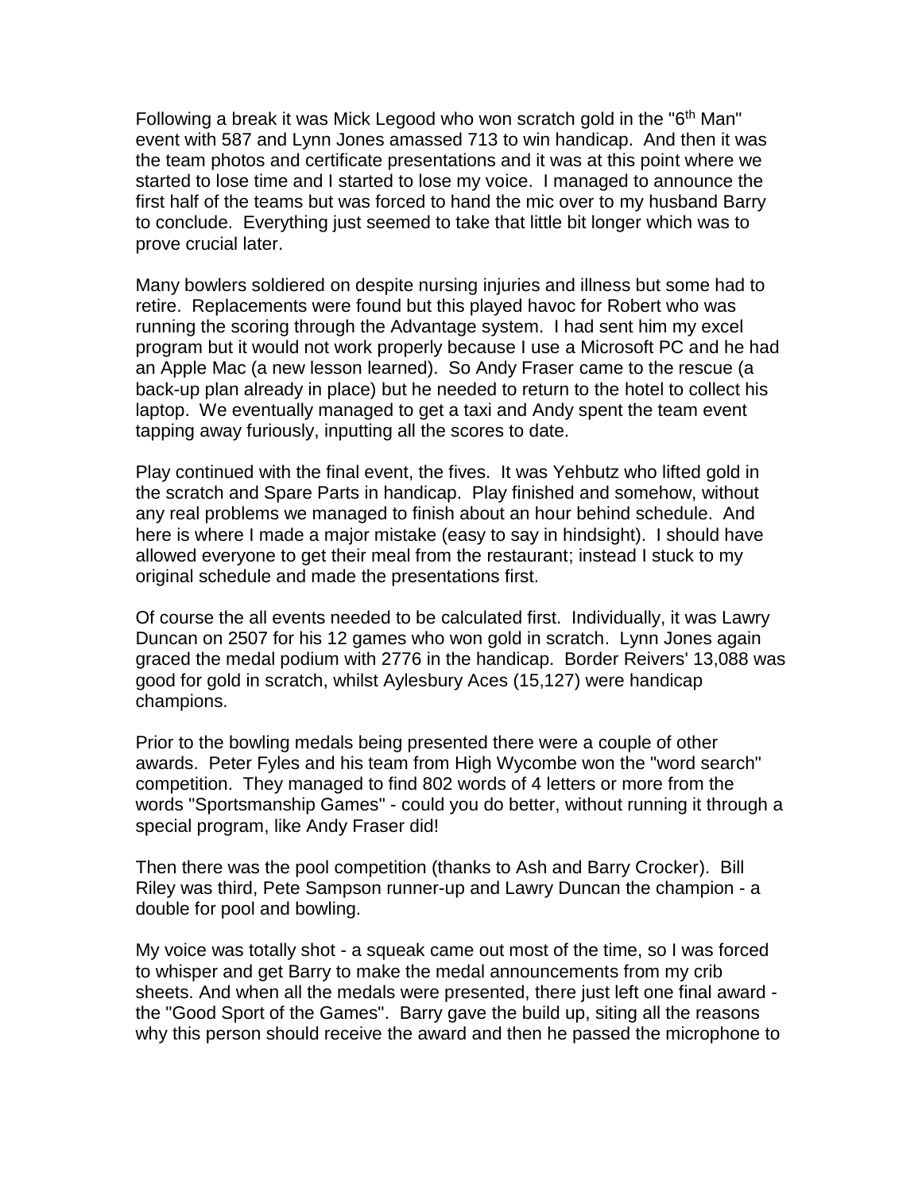Following a break it was Mick Legood who won scratch gold in the "6th Man" event with 587 and Lynn Jones amassed 713 to win handicap. And then it was the team photos and certificate presentations and it was at this point where we started to lose time and I started to lose my voice. I managed to announce the first half of the teams but was forced to hand the mic over to my husband Barry to conclude. Everything just seemed to take that little bit longer which was to prove crucial later.

Many bowlers soldiered on despite nursing injuries and illness but some had to retire. Replacements were found but this played havoc for Robert who was running the scoring through the Advantage system. I had sent him my excel program but it would not work properly because I use a Microsoft PC and he had an Apple Mac (a new lesson learned). So Andy Fraser came to the rescue (a back-up plan already in place) but he needed to return to the hotel to collect his laptop. We eventually managed to get a taxi and Andy spent the team event tapping away furiously, inputting all the scores to date.

Play continued with the final event, the fives. It was Yehbutz who lifted gold in the scratch and Spare Parts in handicap. Play finished and somehow, without any real problems we managed to finish about an hour behind schedule. And here is where I made a major mistake (easy to say in hindsight). I should have allowed everyone to get their meal from the restaurant; instead I stuck to my original schedule and made the presentations first.

Of course the all events needed to be calculated first. Individually, it was Lawry Duncan on 2507 for his 12 games who won gold in scratch. Lynn Jones again graced the medal podium with 2776 in the handicap. Border Reivers' 13,088 was good for gold in scratch, whilst Aylesbury Aces (15,127) were handicap champions.

Prior to the bowling medals being presented there were a couple of other awards. Peter Fyles and his team from High Wycombe won the "word search" competition. They managed to find 802 words of 4 letters or more from the words "Sportsmanship Games" - could you do better, without running it through a special program, like Andy Fraser did!

Then there was the pool competition (thanks to Ash and Barry Crocker). Bill Riley was third, Pete Sampson runner-up and Lawry Duncan the champion - a double for pool and bowling.

My voice was totally shot - a squeak came out most of the time, so I was forced to whisper and get Barry to make the medal announcements from my crib sheets. And when all the medals were presented, there just left one final award - the "Good Sport of the Games". Barry gave the build up, siting all the reasons why this person should receive the award and then he passed the microphone to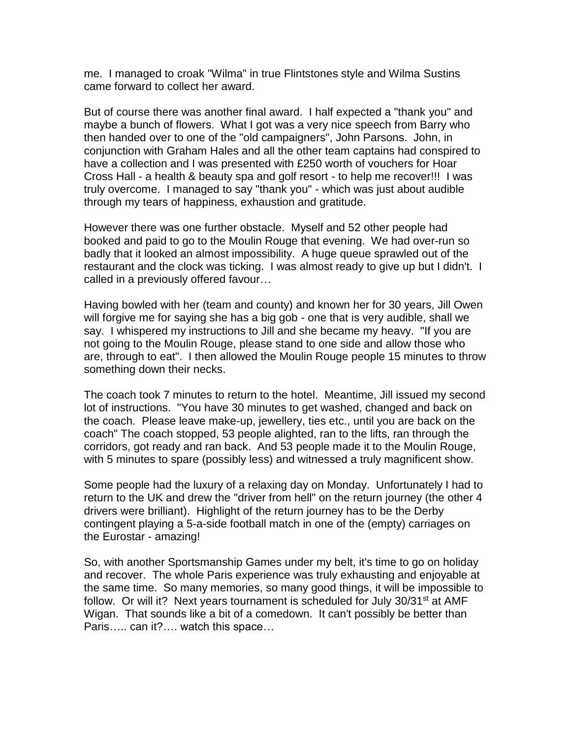me. I managed to croak "Wilma" in true Flintstones style and Wilma Sustins came forward to collect her award.

But of course there was another final award. I half expected a "thank you" and maybe a bunch of flowers. What I got was a very nice speech from Barry who then handed over to one of the "old campaigners", John Parsons. John, in conjunction with Graham Hales and all the other team captains had conspired to have a collection and I was presented with £250 worth of vouchers for Hoar Cross Hall - a health & beauty spa and golf resort - to help me recover!!! I was truly overcome. I managed to say "thank you" - which was just about audible through my tears of happiness, exhaustion and gratitude.

However there was one further obstacle. Myself and 52 other people had booked and paid to go to the Moulin Rouge that evening. We had over-run so badly that it looked an almost impossibility. A huge queue sprawled out of the restaurant and the clock was ticking. I was almost ready to give up but I didn't. I called in a previously offered favour…

Having bowled with her (team and county) and known her for 30 years, Jill Owen will forgive me for saying she has a big gob - one that is very audible, shall we say. I whispered my instructions to Jill and she became my heavy. "If you are not going to the Moulin Rouge, please stand to one side and allow those who are, through to eat". I then allowed the Moulin Rouge people 15 minutes to throw something down their necks.

The coach took 7 minutes to return to the hotel. Meantime, Jill issued my second lot of instructions. "You have 30 minutes to get washed, changed and back on the coach. Please leave make-up, jewellery, ties etc., until you are back on the coach" The coach stopped, 53 people alighted, ran to the lifts, ran through the corridors, got ready and ran back. And 53 people made it to the Moulin Rouge, with 5 minutes to spare (possibly less) and witnessed a truly magnificent show.

Some people had the luxury of a relaxing day on Monday. Unfortunately I had to return to the UK and drew the "driver from hell" on the return journey (the other 4 drivers were brilliant). Highlight of the return journey has to be the Derby contingent playing a 5-a-side football match in one of the (empty) carriages on the Eurostar - amazing!

So, with another Sportsmanship Games under my belt, it's time to go on holiday and recover. The whole Paris experience was truly exhausting and enjoyable at the same time. So many memories, so many good things, it will be impossible to follow. Or will it? Next years tournament is scheduled for July 30/31st at AMF Wigan. That sounds like a bit of a comedown. It can't possibly be better than Paris….. can it?…. watch this space…